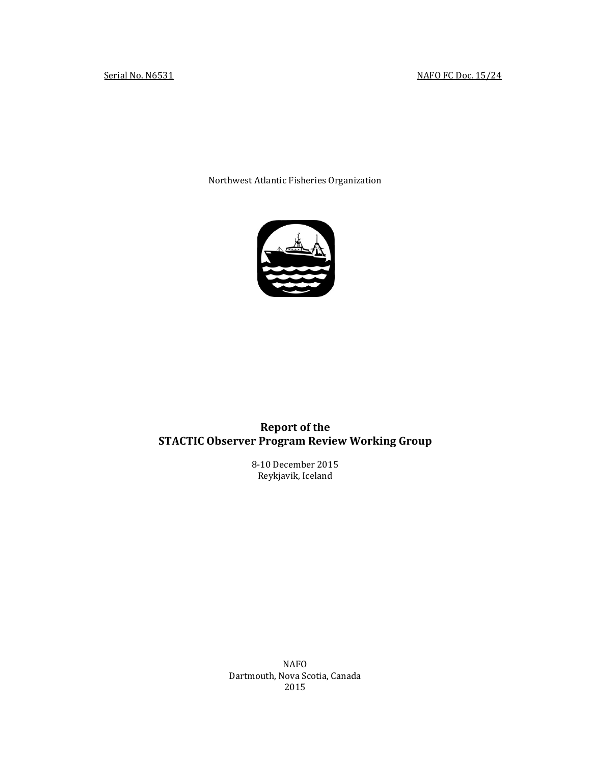Serial No. N6531 NAFO FC Doc. 15/24

Northwest Atlantic Fisheries Organization

# Report of the STACTIC Observer Program Review Working Group

8-10 December 2015
Reykjavik, Iceland

NAFO
Dartmouth, Nova Scotia, Canada
2015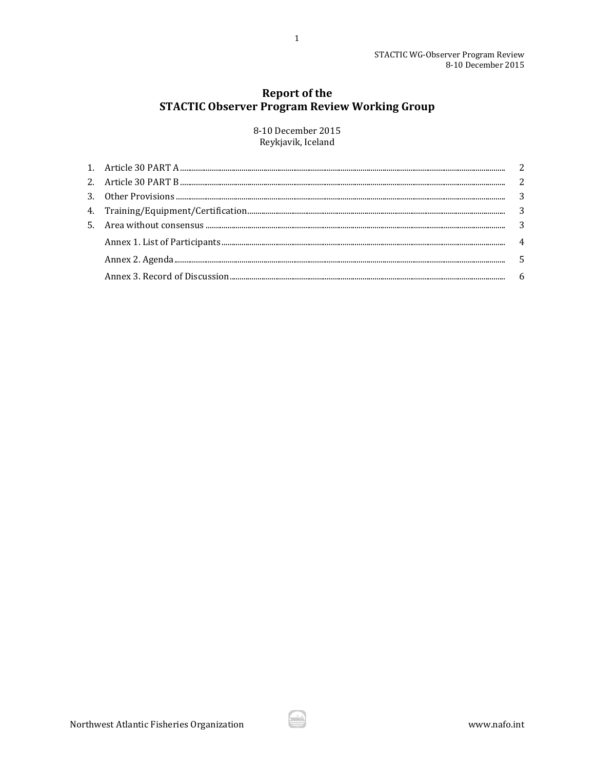# Report of the STACTIC Observer Program Review Working Group

8-10 December 2015
Reykjavik, Iceland

| | | |
|---|---|---|
| 1. | Article 30 PART A | 2 |
| 2. | Article 30 PART B | 2 |
| 3. | Other Provisions | 3 |
| 4. | Training/Equipment/Certification | 3 |
| 5. | Area without consensus | 3 |
| | Annex 1. List of Participants | 4 |
| | Annex 2. Agenda | 5 |
| | Annex 3. Record of Discussion | 6 |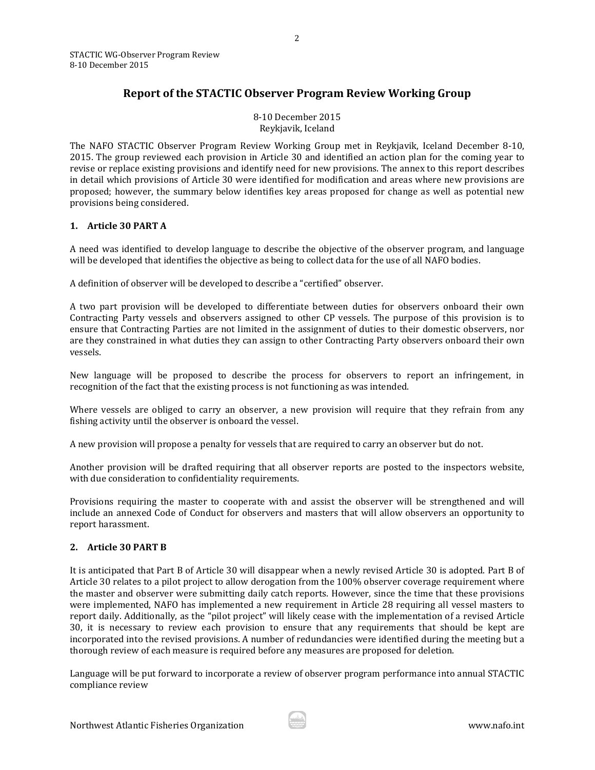# Report of the STACTIC Observer Program Review Working Group

8-10 December 2015
Reykjavik, Iceland

The NAFO STACTIC Observer Program Review Working Group met in Reykjavik, Iceland December 8-10, 2015. The group reviewed each provision in Article 30 and identified an action plan for the coming year to revise or replace existing provisions and identify need for new provisions. The annex to this report describes in detail which provisions of Article 30 were identified for modification and areas where new provisions are proposed; however, the summary below identifies key areas proposed for change as well as potential new provisions being considered.

## 1. Article 30 PART A

A need was identified to develop language to describe the objective of the observer program, and language will be developed that identifies the objective as being to collect data for the use of all NAFO bodies.

A definition of observer will be developed to describe a "certified" observer.

A two part provision will be developed to differentiate between duties for observers onboard their own Contracting Party vessels and observers assigned to other CP vessels. The purpose of this provision is to ensure that Contracting Parties are not limited in the assignment of duties to their domestic observers, nor are they constrained in what duties they can assign to other Contracting Party observers onboard their own vessels.

New language will be proposed to describe the process for observers to report an infringement, in recognition of the fact that the existing process is not functioning as was intended.

Where vessels are obliged to carry an observer, a new provision will require that they refrain from any fishing activity until the observer is onboard the vessel.

A new provision will propose a penalty for vessels that are required to carry an observer but do not.

Another provision will be drafted requiring that all observer reports are posted to the inspectors website, with due consideration to confidentiality requirements.

Provisions requiring the master to cooperate with and assist the observer will be strengthened and will include an annexed Code of Conduct for observers and masters that will allow observers an opportunity to report harassment.

## 2. Article 30 PART B

It is anticipated that Part B of Article 30 will disappear when a newly revised Article 30 is adopted. Part B of Article 30 relates to a pilot project to allow derogation from the 100% observer coverage requirement where the master and observer were submitting daily catch reports. However, since the time that these provisions were implemented, NAFO has implemented a new requirement in Article 28 requiring all vessel masters to report daily. Additionally, as the "pilot project" will likely cease with the implementation of a revised Article 30, it is necessary to review each provision to ensure that any requirements that should be kept are incorporated into the revised provisions. A number of redundancies were identified during the meeting but a thorough review of each measure is required before any measures are proposed for deletion.

Language will be put forward to incorporate a review of observer program performance into annual STACTIC compliance review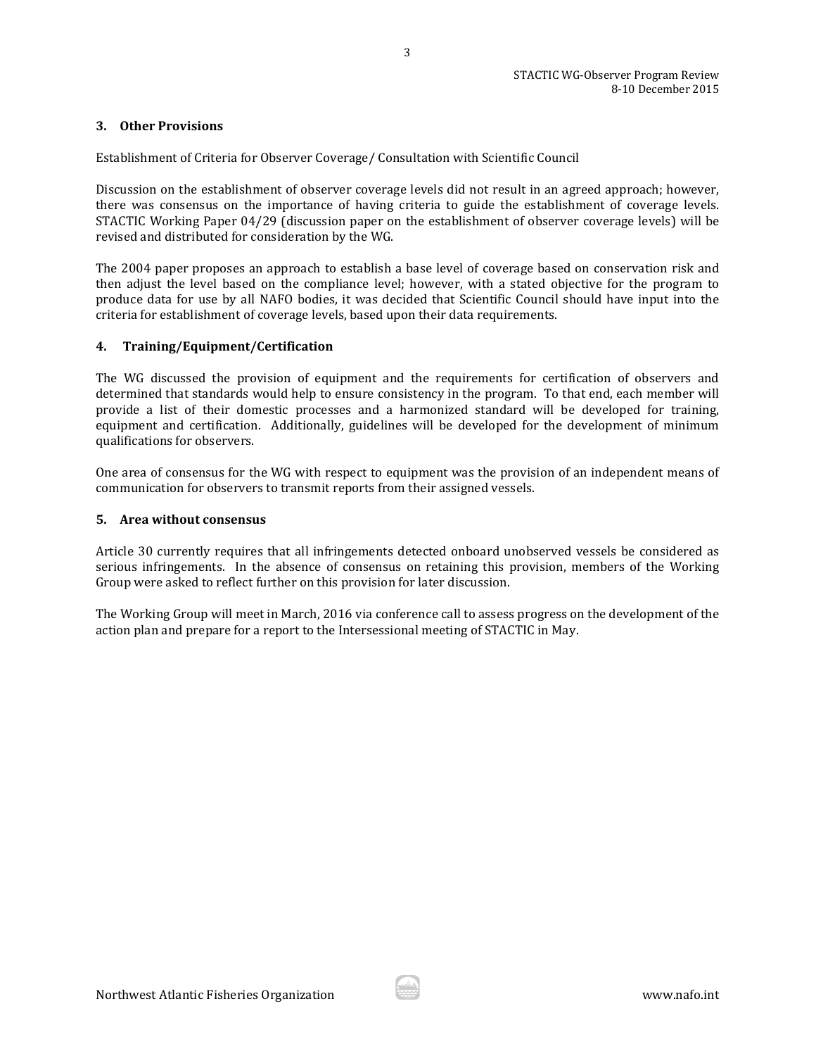## 3. Other Provisions

Establishment of Criteria for Observer Coverage/ Consultation with Scientific Council

Discussion on the establishment of observer coverage levels did not result in an agreed approach; however, there was consensus on the importance of having criteria to guide the establishment of coverage levels. STACTIC Working Paper 04/29 (discussion paper on the establishment of observer coverage levels) will be revised and distributed for consideration by the WG.

The 2004 paper proposes an approach to establish a base level of coverage based on conservation risk and then adjust the level based on the compliance level; however, with a stated objective for the program to produce data for use by all NAFO bodies, it was decided that Scientific Council should have input into the criteria for establishment of coverage levels, based upon their data requirements.

## 4. Training/Equipment/Certification

The WG discussed the provision of equipment and the requirements for certification of observers and determined that standards would help to ensure consistency in the program. To that end, each member will provide a list of their domestic processes and a harmonized standard will be developed for training, equipment and certification. Additionally, guidelines will be developed for the development of minimum qualifications for observers.

One area of consensus for the WG with respect to equipment was the provision of an independent means of communication for observers to transmit reports from their assigned vessels.

## 5. Area without consensus

Article 30 currently requires that all infringements detected onboard unobserved vessels be considered as serious infringements. In the absence of consensus on retaining this provision, members of the Working Group were asked to reflect further on this provision for later discussion.

The Working Group will meet in March, 2016 via conference call to assess progress on the development of the action plan and prepare for a report to the Intersessional meeting of STACTIC in May.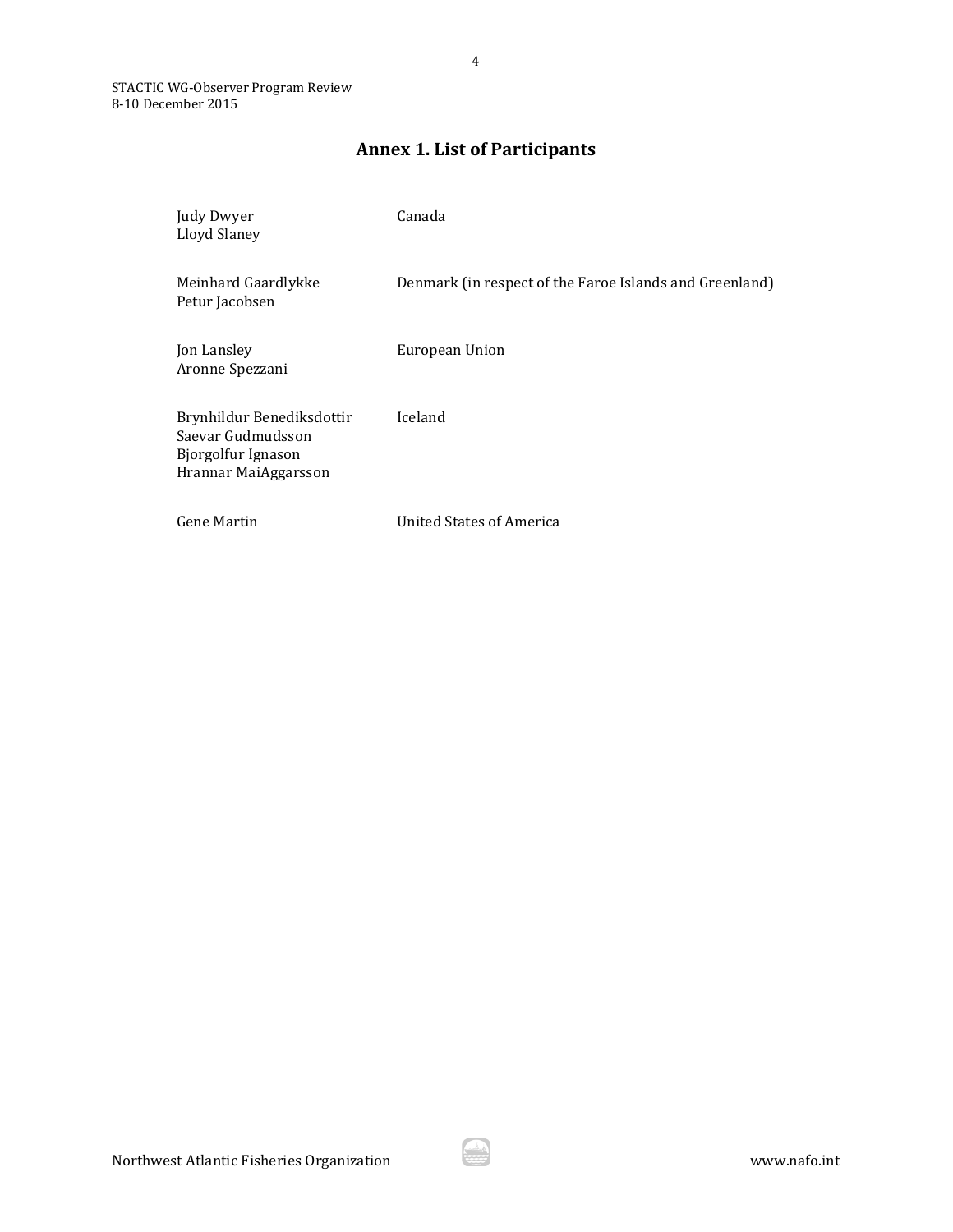# Annex 1. List of Participants

| | |
|---|---|
| Judy Dwyer<br>Lloyd Slaney | Canada |
| Meinhard Gaardlykke<br>Petur Jacobsen | Denmark (in respect of the Faroe Islands and Greenland) |
| Jon Lansley<br>Aronne Spezzani | European Union |
| Brynhildur Benediksdottir<br>Saevar Gudmudsson<br>Bjorgolfur Ignason<br>Hrannar MaiAggarsson | Iceland |
| Gene Martin | United States of America |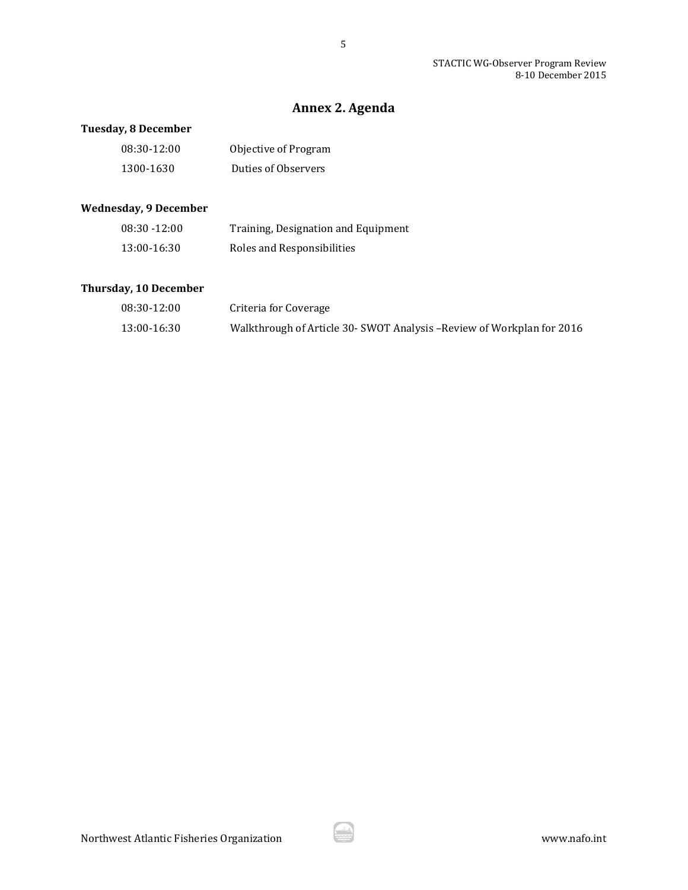## Annex 2. Agenda

**Tuesday, 8 December**

| | |
|---|---|
| 08:30-12:00 | Objective of Program |
| 1300-1630 | Duties of Observers |

**Wednesday, 9 December**

| | |
|---|---|
| 08:30 -12:00 | Training, Designation and Equipment |
| 13:00-16:30 | Roles and Responsibilities |

**Thursday, 10 December**

| | |
|---|---|
| 08:30-12:00 | Criteria for Coverage |
| 13:00-16:30 | Walkthrough of Article 30- SWOT Analysis –Review of Workplan for 2016 |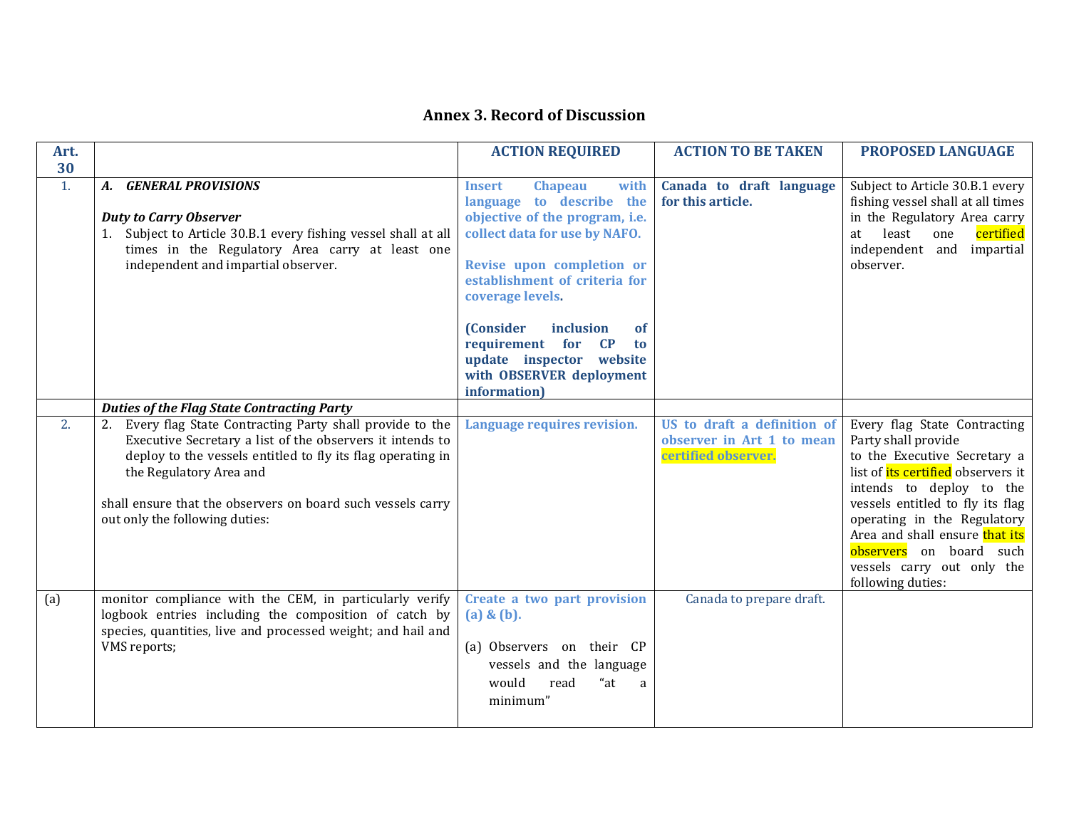# Annex 3. Record of Discussion

| Art. 30 | | ACTION REQUIRED | ACTION TO BE TAKEN | PROPOSED LANGUAGE |
|---|---|---|---|---|
| 1. | ***A. GENERAL PROVISIONS***<br><br>***Duty to Carry Observer***<br>1. Subject to Article 30.B.1 every fishing vessel shall at all times in the Regulatory Area carry at least one independent and impartial observer. | **Insert Chapeau with language to describe the objective of the program, i.e. collect data for use by NAFO.**<br><br>**Revise upon completion or establishment of criteria for coverage levels.**<br><br>**(Consider inclusion of requirement for CP to update inspector website with OBSERVER deployment information)** | **Canada to draft language for this article.** | Subject to Article 30.B.1 every fishing vessel shall at all times in the Regulatory Area carry at least one certified independent and impartial observer. |
| | ***Duties of the Flag State Contracting Party*** | | | |
| 2. | 2. Every flag State Contracting Party shall provide to the Executive Secretary a list of the observers it intends to deploy to the vessels entitled to fly its flag operating in the Regulatory Area and<br><br>shall ensure that the observers on board such vessels carry out only the following duties: | **Language requires revision.** | **US to draft a definition of observer in Art 1 to mean certified observer.** | Every flag State Contracting Party shall provide to the Executive Secretary a list of its certified observers it intends to deploy to the vessels entitled to fly its flag operating in the Regulatory Area and shall ensure that its observers on board such vessels carry out only the following duties: |
| (a) | monitor compliance with the CEM, in particularly verify logbook entries including the composition of catch by species, quantities, live and processed weight; and hail and VMS reports; | **Create a two part provision (a) & (b).**<br><br>(a) Observers on their CP vessels and the language would read "at a minimum" | Canada to prepare draft. | |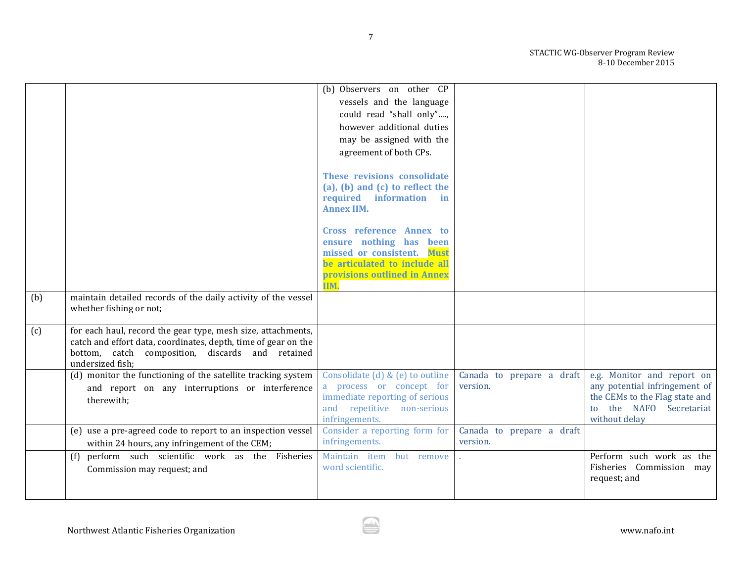| | | | | |
|---|---|---|---|---|
| | | (b) Observers on other CP vessels and the language could read "shall only"…., however additional duties may be assigned with the agreement of both CPs.<br><br>**These revisions consolidate (a), (b) and (c) to reflect the required information in Annex IIM.**<br><br>**Cross reference Annex to ensure nothing has been missed or consistent. Must be articulated to include all provisions outlined in Annex IIM.** | | |
| (b) | maintain detailed records of the daily activity of the vessel whether fishing or not; | | | |
| (c) | for each haul, record the gear type, mesh size, attachments, catch and effort data, coordinates, depth, time of gear on the bottom, catch composition, discards and retained undersized fish; | | | |
| | (d) monitor the functioning of the satellite tracking system and report on any interruptions or interference therewith; | Consolidate (d) & (e) to outline a process or concept for immediate reporting of serious and repetitive non-serious infringements. | Canada to prepare a draft version. | e.g. Monitor and report on any potential infringement of the CEMs to the Flag state and to the NAFO Secretariat without delay |
| | (e) use a pre-agreed code to report to an inspection vessel within 24 hours, any infringement of the CEM; | Consider a reporting form for infringements. | Canada to prepare a draft version. | |
| | (f) perform such scientific work as the Fisheries Commission may request; and | Maintain item but remove word scientific. | . | Perform such work as the Fisheries Commission may request; and |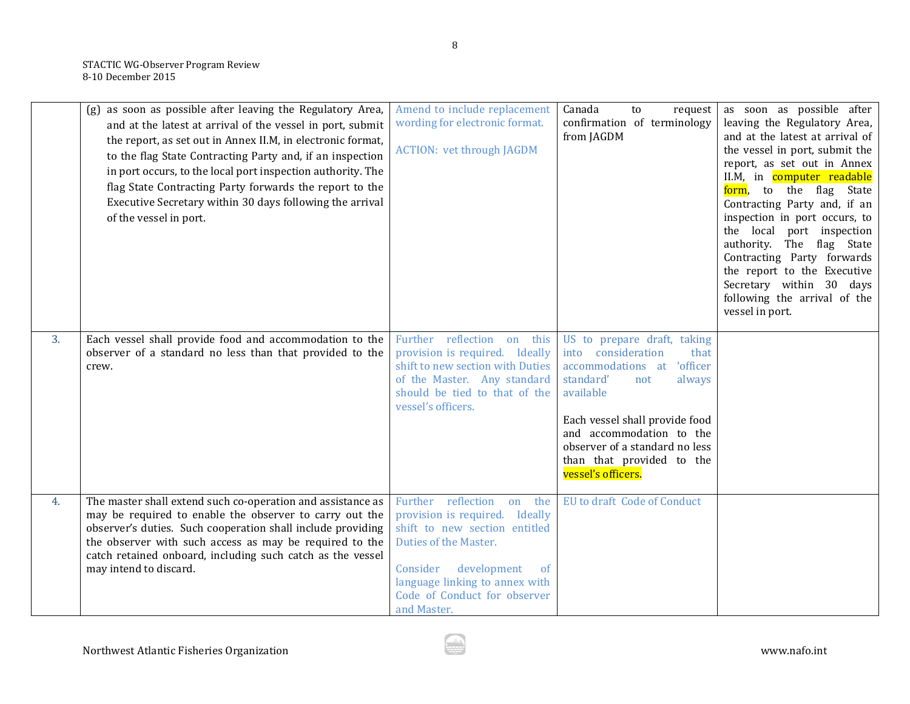| | | | | |
|---|---|---|---|---|
| | (g) as soon as possible after leaving the Regulatory Area, and at the latest at arrival of the vessel in port, submit the report, as set out in Annex II.M, in electronic format, to the flag State Contracting Party and, if an inspection in port occurs, to the local port inspection authority. The flag State Contracting Party forwards the report to the Executive Secretary within 30 days following the arrival of the vessel in port. | Amend to include replacement wording for electronic format.<br><br>ACTION: vet through JAGDM | Canada to request confirmation of terminology from JAGDM | as soon as possible after leaving the Regulatory Area, and at the latest at arrival of the vessel in port, submit the report, as set out in Annex II.M, in computer readable form, to the flag State Contracting Party and, if an inspection in port occurs, to the local port inspection authority. The flag State Contracting Party forwards the report to the Executive Secretary within 30 days following the arrival of the vessel in port. |
| 3. | Each vessel shall provide food and accommodation to the observer of a standard no less than that provided to the crew. | Further reflection on this provision is required. Ideally shift to new section with Duties of the Master. Any standard should be tied to that of the vessel's officers. | US to prepare draft, taking into consideration that accommodations at 'officer standard' not always available<br><br>Each vessel shall provide food and accommodation to the observer of a standard no less than that provided to the vessel's officers. | |
| 4. | The master shall extend such co-operation and assistance as may be required to enable the observer to carry out the observer's duties. Such cooperation shall include providing the observer with such access as may be required to the catch retained onboard, including such catch as the vessel may intend to discard. | Further reflection on the provision is required. Ideally shift to new section entitled Duties of the Master.<br><br>Consider development of language linking to annex with Code of Conduct for observer and Master. | EU to draft Code of Conduct | |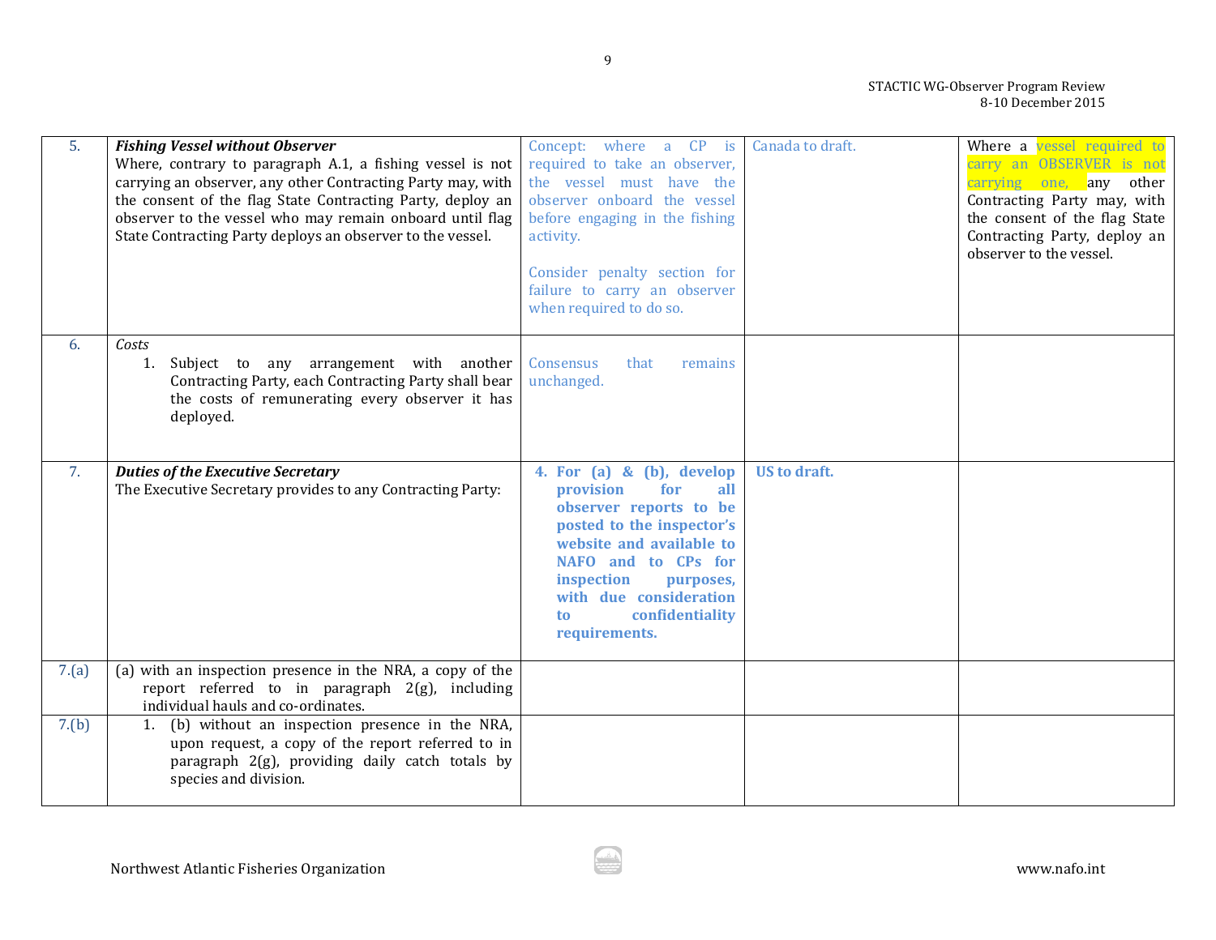| | | | | |
|---|---|---|---|---|
| 5. | ***Fishing Vessel without Observer*** Where, contrary to paragraph A.1, a fishing vessel is not carrying an observer, any other Contracting Party may, with the consent of the flag State Contracting Party, deploy an observer to the vessel who may remain onboard until flag State Contracting Party deploys an observer to the vessel. | Concept: where a CP is required to take an observer, the vessel must have the observer onboard the vessel before engaging in the fishing activity.<br><br>Consider penalty section for failure to carry an observer when required to do so. | Canada to draft. | Where a vessel required to carry an OBSERVER is not carrying one, any other Contracting Party may, with the consent of the flag State Contracting Party, deploy an observer to the vessel. |
| 6. | *Costs*<br>1. Subject to any arrangement with another Contracting Party, each Contracting Party shall bear the costs of remunerating every observer it has deployed. | Consensus that remains unchanged. | | |
| 7. | ***Duties of the Executive Secretary*** The Executive Secretary provides to any Contracting Party: | **4. For (a) & (b), develop provision for all observer reports to be posted to the inspector's website and available to NAFO and to CPs for inspection purposes, with due consideration to confidentiality requirements.** | **US to draft.** | |
| 7.(a) | (a) with an inspection presence in the NRA, a copy of the report referred to in paragraph 2(g), including individual hauls and co-ordinates. | | | |
| 7.(b) | 1. (b) without an inspection presence in the NRA, upon request, a copy of the report referred to in paragraph 2(g), providing daily catch totals by species and division. | | | |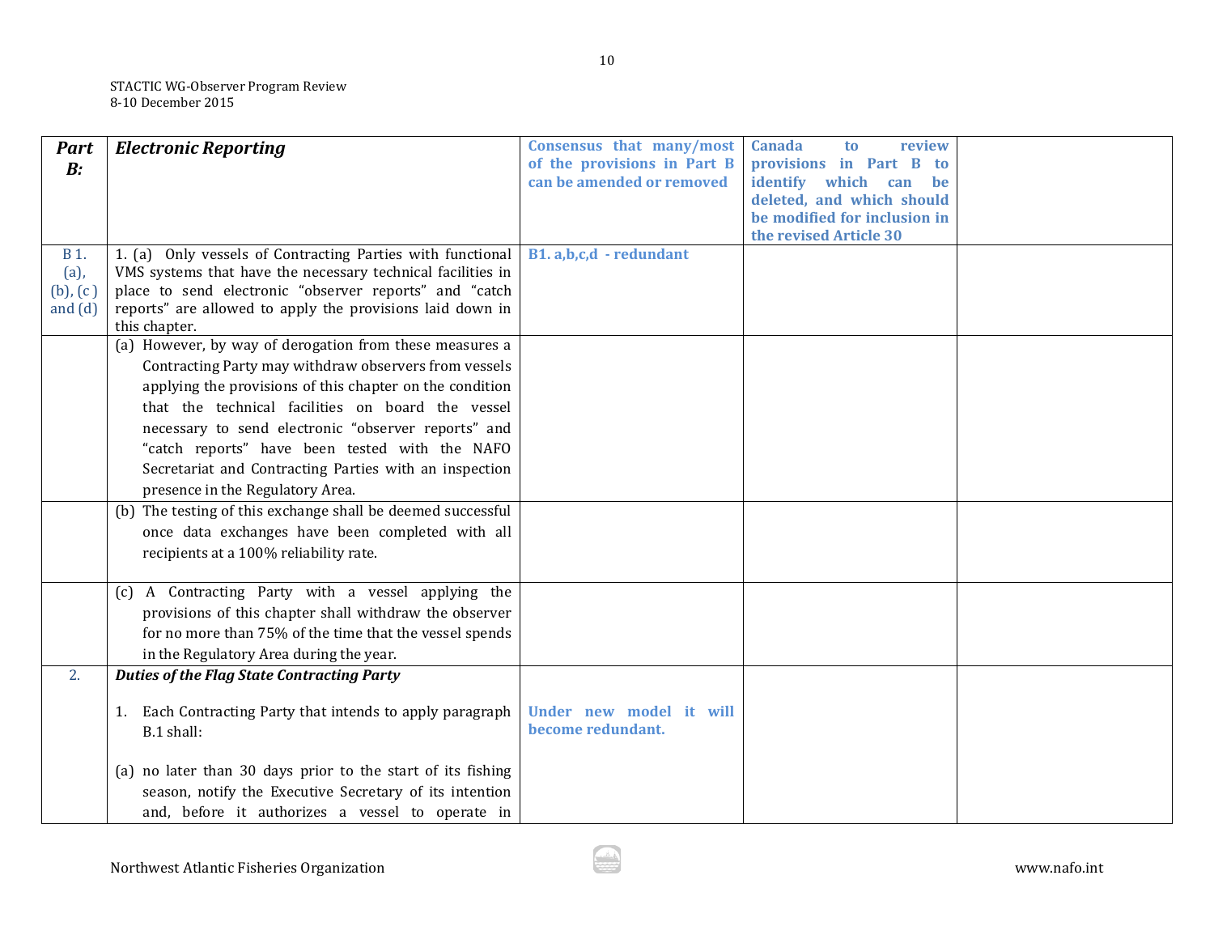| Part B: | *Electronic Reporting* | **Consensus that many/most of the provisions in Part B can be amended or removed** | **Canada to review provisions in Part B to identify which can be deleted, and which should be modified for inclusion in the revised Article 30** | |
|---|---|---|---|---|
| B 1. (a), (b), (c ) and (d) | 1. (a) Only vessels of Contracting Parties with functional VMS systems that have the necessary technical facilities in place to send electronic "observer reports" and "catch reports" are allowed to apply the provisions laid down in this chapter. | **B1. a,b,c,d - redundant** | | |
| | (a) However, by way of derogation from these measures a Contracting Party may withdraw observers from vessels applying the provisions of this chapter on the condition that the technical facilities on board the vessel necessary to send electronic "observer reports" and "catch reports" have been tested with the NAFO Secretariat and Contracting Parties with an inspection presence in the Regulatory Area. | | | |
| | (b) The testing of this exchange shall be deemed successful once data exchanges have been completed with all recipients at a 100% reliability rate. | | | |
| | (c) A Contracting Party with a vessel applying the provisions of this chapter shall withdraw the observer for no more than 75% of the time that the vessel spends in the Regulatory Area during the year. | | | |
| 2. | ***Duties of the Flag State Contracting Party***<br><br>1. Each Contracting Party that intends to apply paragraph B.1 shall:<br><br>(a) no later than 30 days prior to the start of its fishing season, notify the Executive Secretary of its intention and, before it authorizes a vessel to operate in | **Under new model it will become redundant.** | | |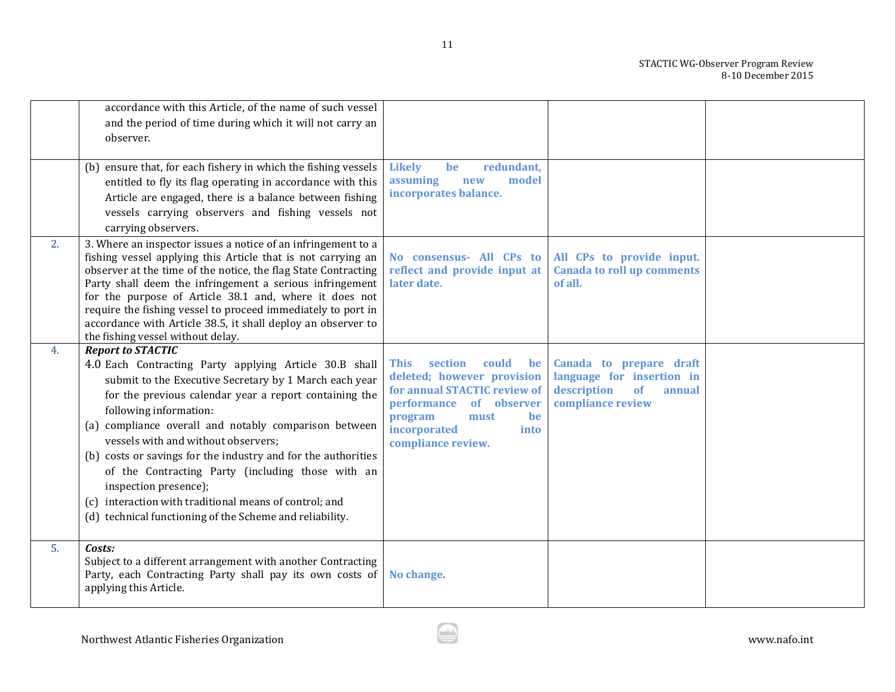| | | | | |
|---|---|---|---|---|
| | accordance with this Article, of the name of such vessel and the period of time during which it will not carry an observer. | | | |
| | (b) ensure that, for each fishery in which the fishing vessels entitled to fly its flag operating in accordance with this Article are engaged, there is a balance between fishing vessels carrying observers and fishing vessels not carrying observers. | **Likely be redundant, assuming new model incorporates balance.** | | |
| 2. | 3. Where an inspector issues a notice of an infringement to a fishing vessel applying this Article that is not carrying an observer at the time of the notice, the flag State Contracting Party shall deem the infringement a serious infringement for the purpose of Article 38.1 and, where it does not require the fishing vessel to proceed immediately to port in accordance with Article 38.5, it shall deploy an observer to the fishing vessel without delay. | **No consensus- All CPs to reflect and provide input at later date.** | **All CPs to provide input. Canada to roll up comments of all.** | |
| 4. | ***Report to STACTIC*** <br> 4.0 Each Contracting Party applying Article 30.B shall submit to the Executive Secretary by 1 March each year for the previous calendar year a report containing the following information: <br> (a) compliance overall and notably comparison between vessels with and without observers; <br> (b) costs or savings for the industry and for the authorities of the Contracting Party (including those with an inspection presence); <br> (c) interaction with traditional means of control; and <br> (d) technical functioning of the Scheme and reliability. | **This section could be deleted; however provision for annual STACTIC review of performance of observer program must be incorporated into compliance review.** | **Canada to prepare draft language for insertion in description of annual compliance review** | |
| 5. | ***Costs:*** <br> Subject to a different arrangement with another Contracting Party, each Contracting Party shall pay its own costs of applying this Article. | **No change.** | | |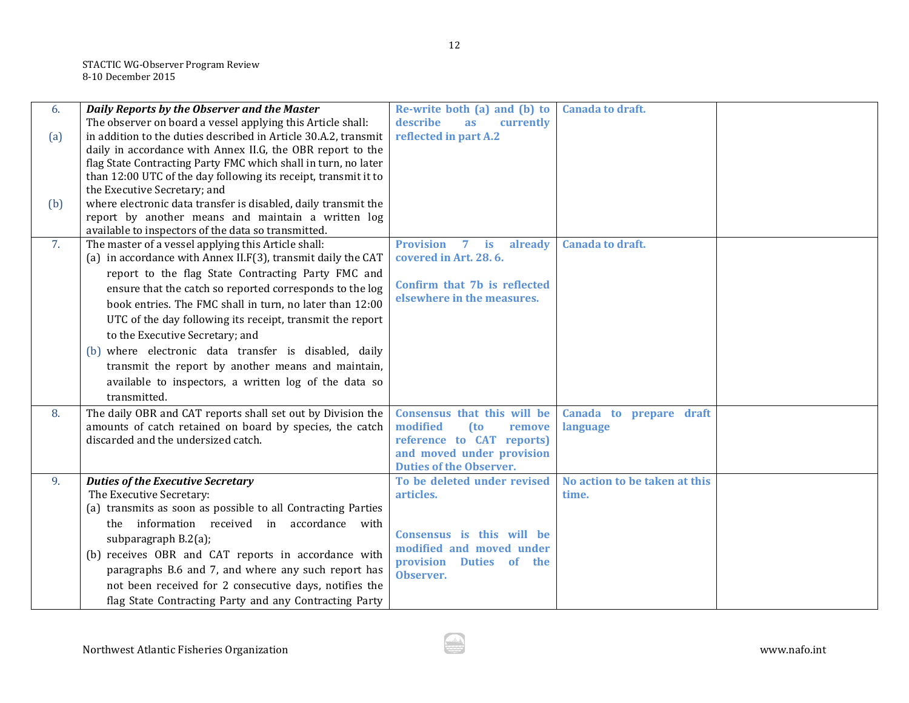| | | | | |
|---|---|---|---|---|
| 6.<br><br>(a)<br><br><br><br><br>(b) | ***Daily Reports by the Observer and the Master***<br>The observer on board a vessel applying this Article shall:<br>in addition to the duties described in Article 30.A.2, transmit daily in accordance with Annex II.G, the OBR report to the flag State Contracting Party FMC which shall in turn, no later than 12:00 UTC of the day following its receipt, transmit it to the Executive Secretary; and<br>where electronic data transfer is disabled, daily transmit the report by another means and maintain a written log available to inspectors of the data so transmitted. | **Re-write both (a) and (b) to describe as currently reflected in part A.2** | **Canada to draft.** | |
| 7. | The master of a vessel applying this Article shall:<br>(a) in accordance with Annex II.F(3), transmit daily the CAT report to the flag State Contracting Party FMC and ensure that the catch so reported corresponds to the log book entries. The FMC shall in turn, no later than 12:00 UTC of the day following its receipt, transmit the report to the Executive Secretary; and<br>(b) where electronic data transfer is disabled, daily transmit the report by another means and maintain, available to inspectors, a written log of the data so transmitted. | **Provision 7 is already covered in Art. 28. 6.**<br><br>**Confirm that 7b is reflected elsewhere in the measures.** | **Canada to draft.** | |
| 8. | The daily OBR and CAT reports shall set out by Division the amounts of catch retained on board by species, the catch discarded and the undersized catch. | **Consensus that this will be modified (to remove reference to CAT reports) and moved under provision Duties of the Observer.** | **Canada to prepare draft language** | |
| 9. | ***Duties of the Executive Secretary***<br>The Executive Secretary:<br>(a) transmits as soon as possible to all Contracting Parties the information received in accordance with subparagraph B.2(a);<br>(b) receives OBR and CAT reports in accordance with paragraphs B.6 and 7, and where any such report has not been received for 2 consecutive days, notifies the flag State Contracting Party and any Contracting Party | **To be deleted under revised articles.**<br><br>**Consensus is this will be modified and moved under provision Duties of the Observer.** | **No action to be taken at this time.** | |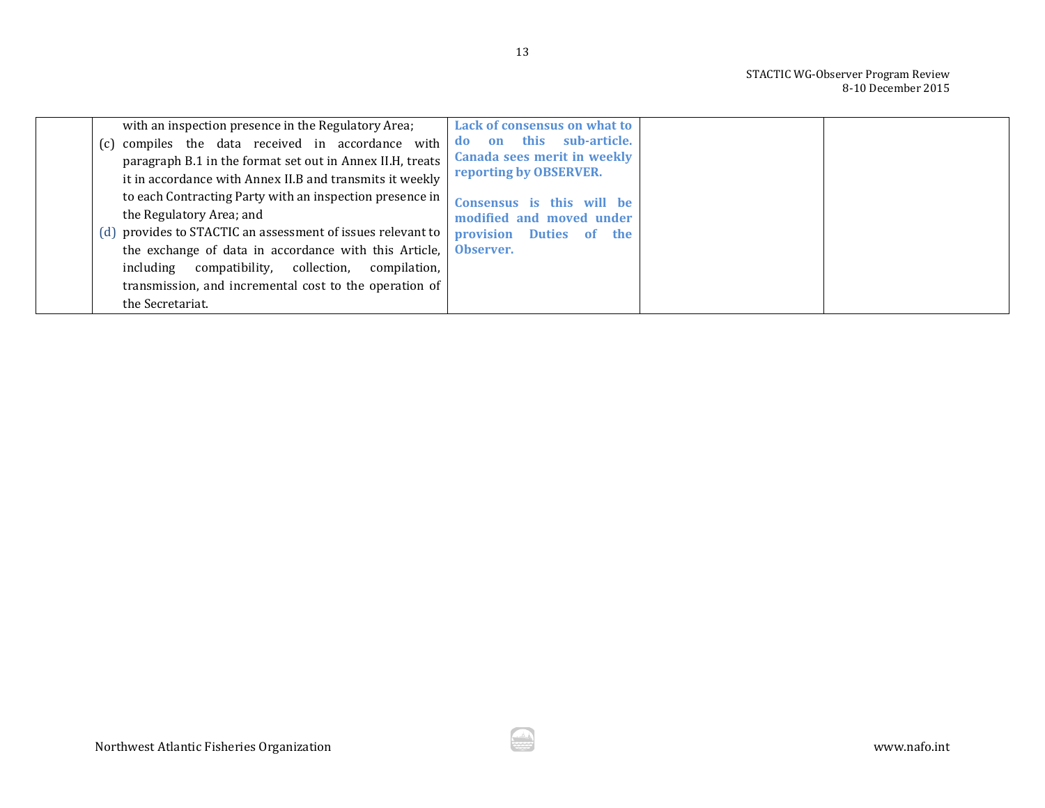|  | with an inspection presence in the Regulatory Area;<br>(c) compiles the data received in accordance with paragraph B.1 in the format set out in Annex II.H, treats it in accordance with Annex II.B and transmits it weekly to each Contracting Party with an inspection presence in the Regulatory Area; and<br>(d) provides to STACTIC an assessment of issues relevant to the exchange of data in accordance with this Article, including compatibility, collection, compilation, transmission, and incremental cost to the operation of the Secretariat. | **Lack of consensus on what to do on this sub-article. Canada sees merit in weekly reporting by OBSERVER.**<br><br>**Consensus is this will be modified and moved under provision Duties of the Observer.** |  |  |
|---|---|---|---|---|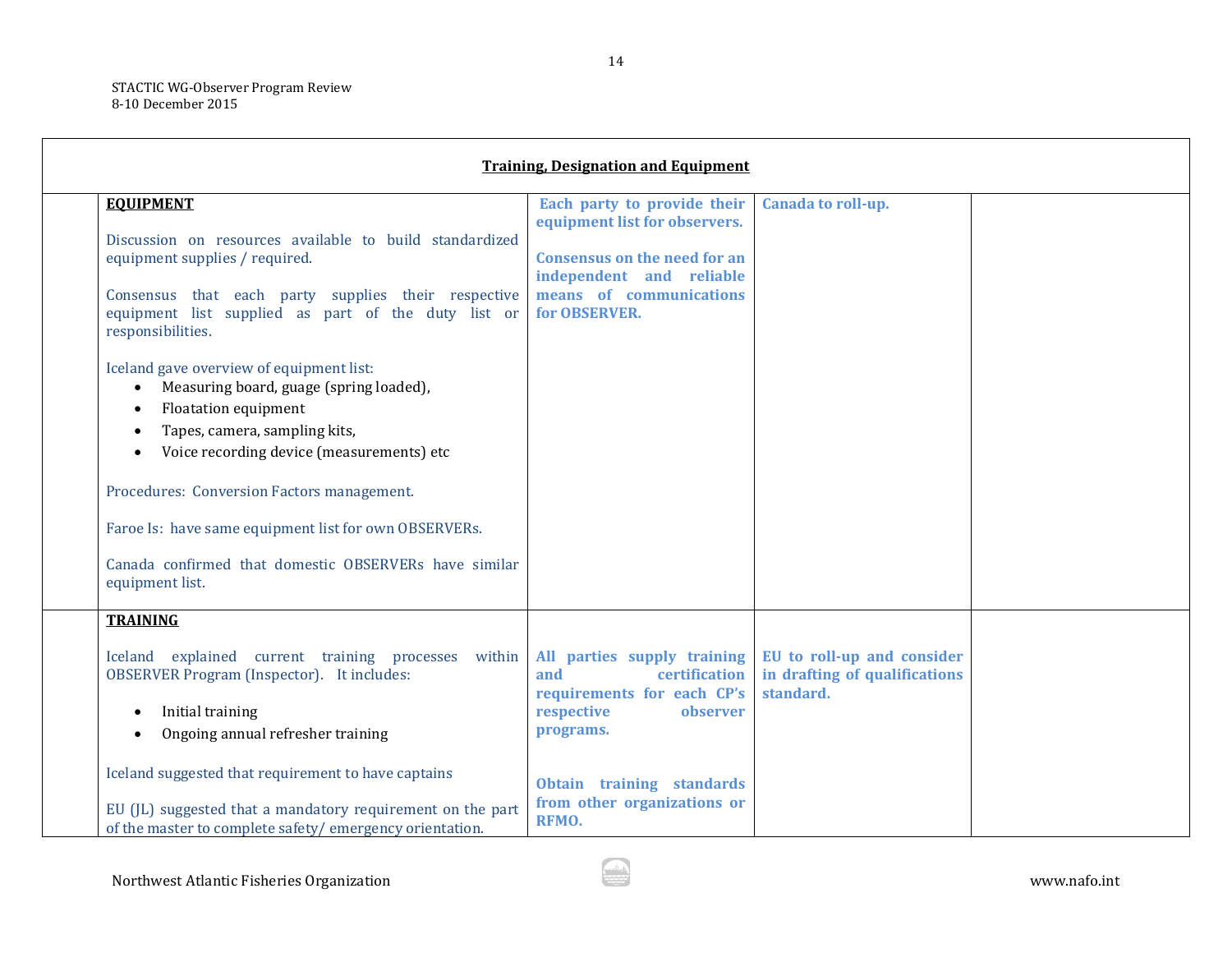| Training, Designation and Equipment | | | | |
|---|---|---|---|---|
| | **EQUIPMENT**<br><br>Discussion on resources available to build standardized equipment supplies / required.<br><br>Consensus that each party supplies their respective equipment list supplied as part of the duty list or responsibilities.<br><br>Iceland gave overview of equipment list:<br>• Measuring board, guage (spring loaded),<br>• Floatation equipment<br>• Tapes, camera, sampling kits,<br>• Voice recording device (measurements) etc<br><br>Procedures: Conversion Factors management.<br><br>Faroe Is: have same equipment list for own OBSERVERs.<br><br>Canada confirmed that domestic OBSERVERs have similar equipment list. | **Each party to provide their equipment list for observers.**<br><br>**Consensus on the need for an independent and reliable means of communications for OBSERVER.** | **Canada to roll-up.** | |
| | **TRAINING**<br><br>Iceland explained current training processes within OBSERVER Program (Inspector). It includes:<br><br>• Initial training<br>• Ongoing annual refresher training<br><br>Iceland suggested that requirement to have captains<br><br>EU (JL) suggested that a mandatory requirement on the part of the master to complete safety/ emergency orientation. | **All parties supply training and certification requirements for each CP's respective observer programs.**<br><br>**Obtain training standards from other organizations or RFMO.** | **EU to roll-up and consider in drafting of qualifications standard.** | |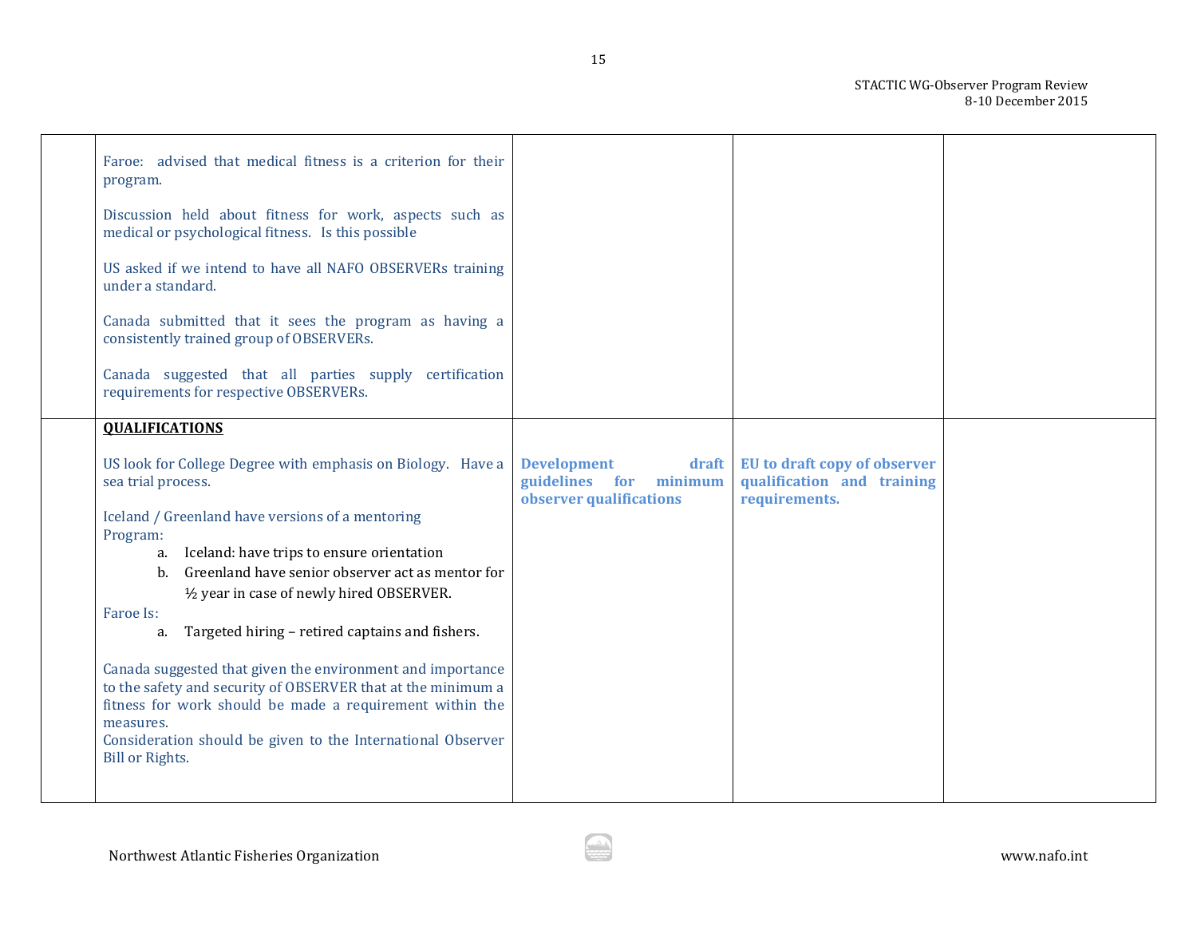| | | | | |
|---|---|---|---|---|
| | Faroe: advised that medical fitness is a criterion for their program.<br><br>Discussion held about fitness for work, aspects such as medical or psychological fitness. Is this possible<br><br>US asked if we intend to have all NAFO OBSERVERs training under a standard.<br><br>Canada submitted that it sees the program as having a consistently trained group of OBSERVERs.<br><br>Canada suggested that all parties supply certification requirements for respective OBSERVERs. | | | |
| | **<u>QUALIFICATIONS</u>**<br><br>US look for College Degree with emphasis on Biology. Have a sea trial process.<br><br>Iceland / Greenland have versions of a mentoring Program:<br>a. Iceland: have trips to ensure orientation<br>b. Greenland have senior observer act as mentor for ½ year in case of newly hired OBSERVER.<br>Faroe Is:<br>a. Targeted hiring – retired captains and fishers.<br><br>Canada suggested that given the environment and importance to the safety and security of OBSERVER that at the minimum a fitness for work should be made a requirement within the measures.<br>Consideration should be given to the International Observer Bill or Rights. | **Development draft guidelines for minimum observer qualifications** | **EU to draft copy of observer qualification and training requirements.** | |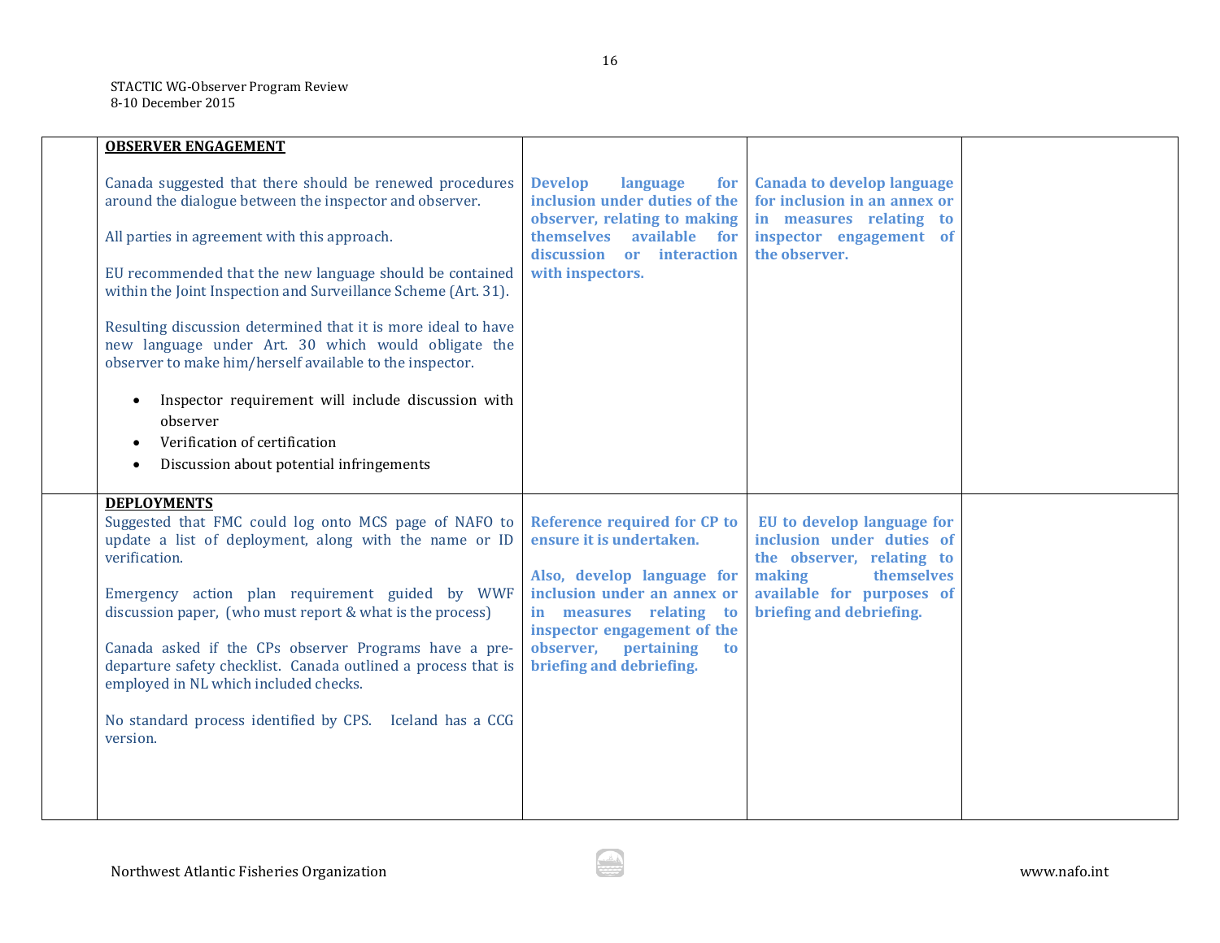| | | | | |
|---|---|---|---|---|
| | **OBSERVER ENGAGEMENT**<br><br>Canada suggested that there should be renewed procedures around the dialogue between the inspector and observer.<br><br>All parties in agreement with this approach.<br><br>EU recommended that the new language should be contained within the Joint Inspection and Surveillance Scheme (Art. 31).<br><br>Resulting discussion determined that it is more ideal to have new language under Art. 30 which would obligate the observer to make him/herself available to the inspector.<br><br>• Inspector requirement will include discussion with observer<br>• Verification of certification<br>• Discussion about potential infringements | **Develop language for inclusion under duties of the observer, relating to making themselves available for discussion or interaction with inspectors.** | **Canada to develop language for inclusion in an annex or in measures relating to inspector engagement of the observer.** | |
| | **DEPLOYMENTS**<br>Suggested that FMC could log onto MCS page of NAFO to update a list of deployment, along with the name or ID verification.<br><br>Emergency action plan requirement guided by WWF discussion paper, (who must report & what is the process)<br><br>Canada asked if the CPs observer Programs have a pre-departure safety checklist. Canada outlined a process that is employed in NL which included checks.<br><br>No standard process identified by CPS. Iceland has a CCG version. | **Reference required for CP to ensure it is undertaken.**<br><br>**Also, develop language for inclusion under an annex or in measures relating to inspector engagement the observer, pertaining to briefing and debriefing.** | **EU to develop language for inclusion under duties of the observer, relating to making themselves available for purposes of briefing and debriefing.** | |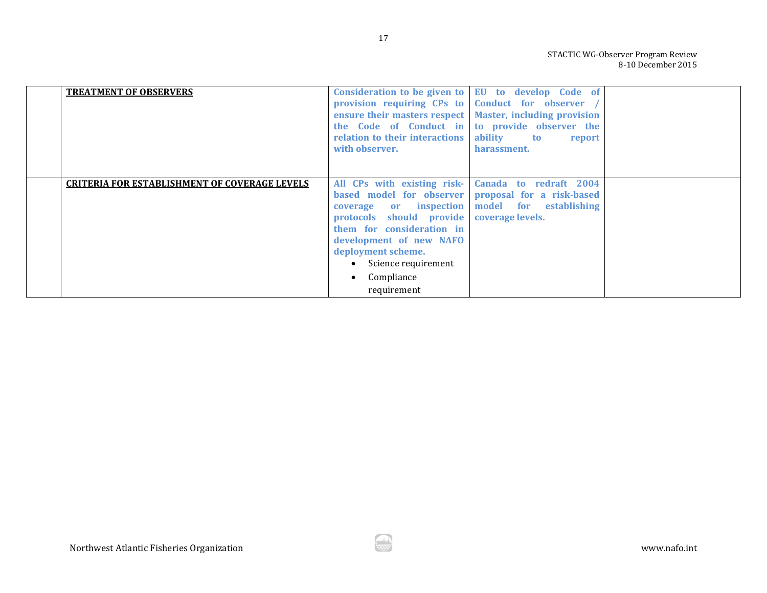| | | | | |
|---|---|---|---|---|
| | **TREATMENT OF OBSERVERS** | **Consideration to be given to provision requiring CPs to ensure their masters respect the Code of Conduct in relation to their interactions with observer.** | **EU to develop Code of Conduct for observer / Master, including provision to provide observer the ability to report harassment.** | |
| | **CRITERIA FOR ESTABLISHMENT OF COVERAGE LEVELS** | **All CPs with existing risk-based model for observer coverage or inspection protocols should provide them for consideration in development of new NAFO deployment scheme.**<br>• Science requirement<br>• Compliance requirement | **Canada to redraft 2004 proposal for a risk-based model for establishing coverage levels.** | |